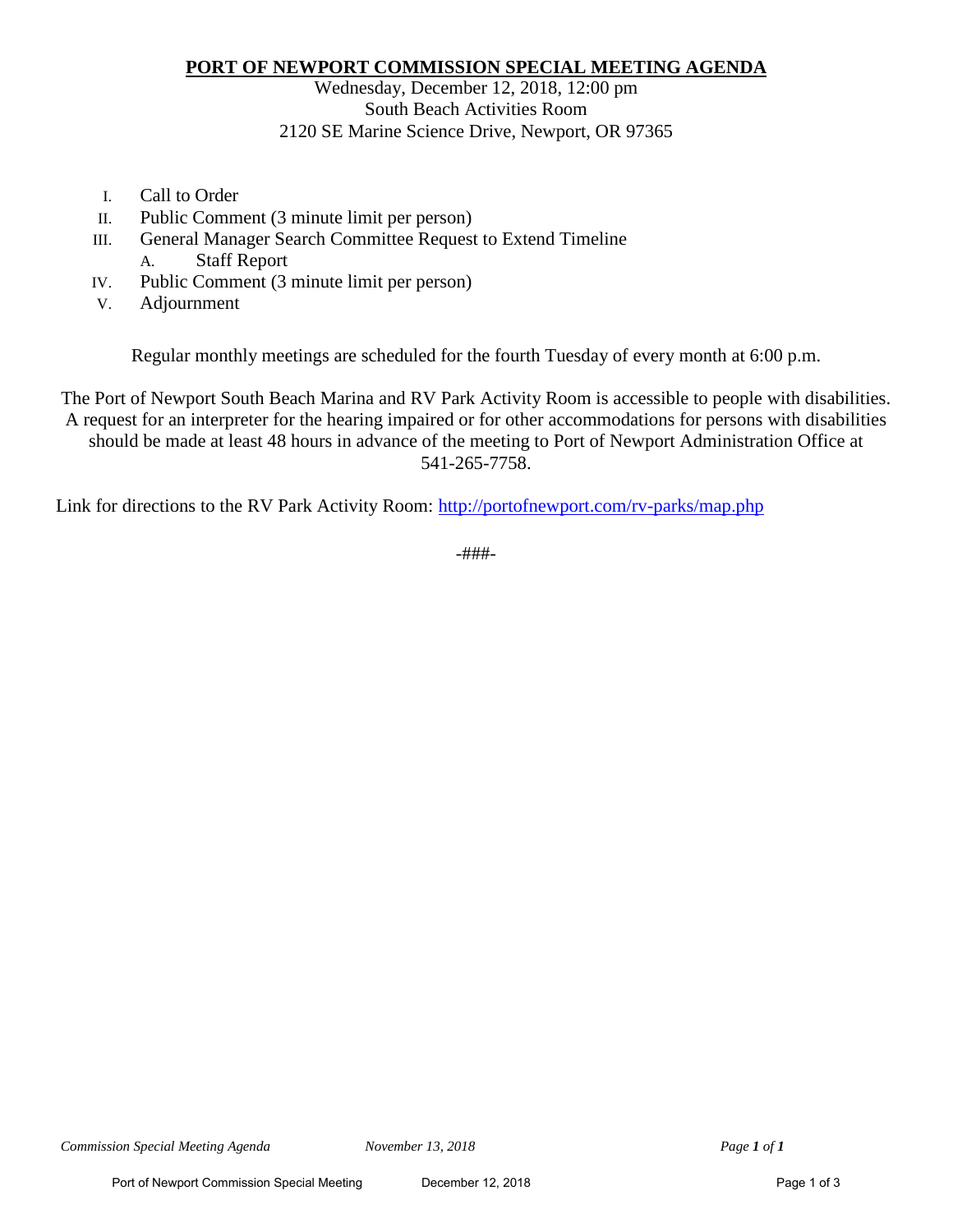# PORT OF NEWPORT COMMISSION SPECIAL MEETING AGENDA

Wednesday, December 12, 2018, 12:00 pm
South Beach Activities Room
2120 SE Marine Science Drive, Newport, OR 97365

I. Call to Order
II. Public Comment (3 minute limit per person)
III. General Manager Search Committee Request to Extend Timeline
    A. Staff Report
IV. Public Comment (3 minute limit per person)
V. Adjournment

Regular monthly meetings are scheduled for the fourth Tuesday of every month at 6:00 p.m.

The Port of Newport South Beach Marina and RV Park Activity Room is accessible to people with disabilities. A request for an interpreter for the hearing impaired or for other accommodations for persons with disabilities should be made at least 48 hours in advance of the meeting to Port of Newport Administration Office at 541-265-7758.

Link for directions to the RV Park Activity Room: http://portofnewport.com/rv-parks/map.php

-###-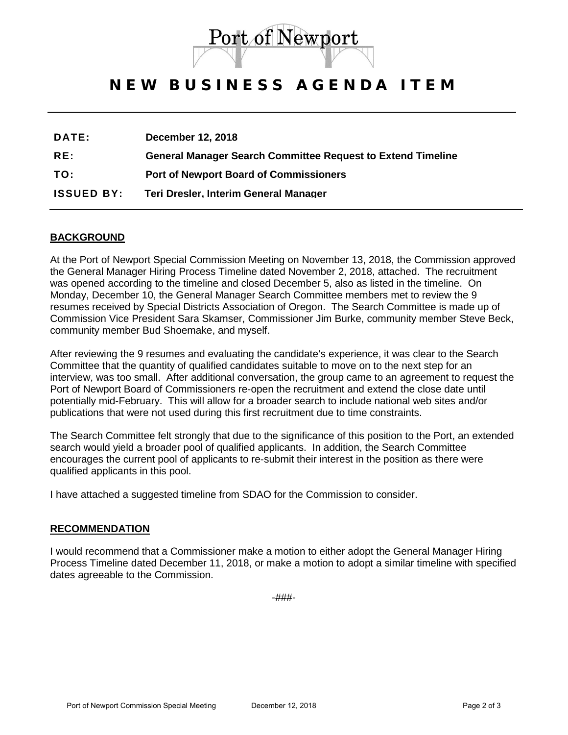Port of Newport

# NEW BUSINESS AGENDA ITEM

**DATE:** **December 12, 2018**

**RE:** **General Manager Search Committee Request to Extend Timeline**

**TO:** **Port of Newport Board of Commissioners**

**ISSUED BY:** **Teri Dresler, Interim General Manager**

---

## BACKGROUND

At the Port of Newport Special Commission Meeting on November 13, 2018, the Commission approved the General Manager Hiring Process Timeline dated November 2, 2018, attached. The recruitment was opened according to the timeline and closed December 5, also as listed in the timeline. On Monday, December 10, the General Manager Search Committee members met to review the 9 resumes received by Special Districts Association of Oregon. The Search Committee is made up of Commission Vice President Sara Skamser, Commissioner Jim Burke, community member Steve Beck, community member Bud Shoemake, and myself.

After reviewing the 9 resumes and evaluating the candidate's experience, it was clear to the Search Committee that the quantity of qualified candidates suitable to move on to the next step for an interview, was too small. After additional conversation, the group came to an agreement to request the Port of Newport Board of Commissioners re-open the recruitment and extend the close date until potentially mid-February. This will allow for a broader search to include national web sites and/or publications that were not used during this first recruitment due to time constraints.

The Search Committee felt strongly that due to the significance of this position to the Port, an extended search would yield a broader pool of qualified applicants. In addition, the Search Committee encourages the current pool of applicants to re-submit their interest in the position as there were qualified applicants in this pool.

I have attached a suggested timeline from SDAO for the Commission to consider.

## RECOMMENDATION

I would recommend that a Commissioner make a motion to either adopt the General Manager Hiring Process Timeline dated December 11, 2018, or make a motion to adopt a similar timeline with specified dates agreeable to the Commission.

-###-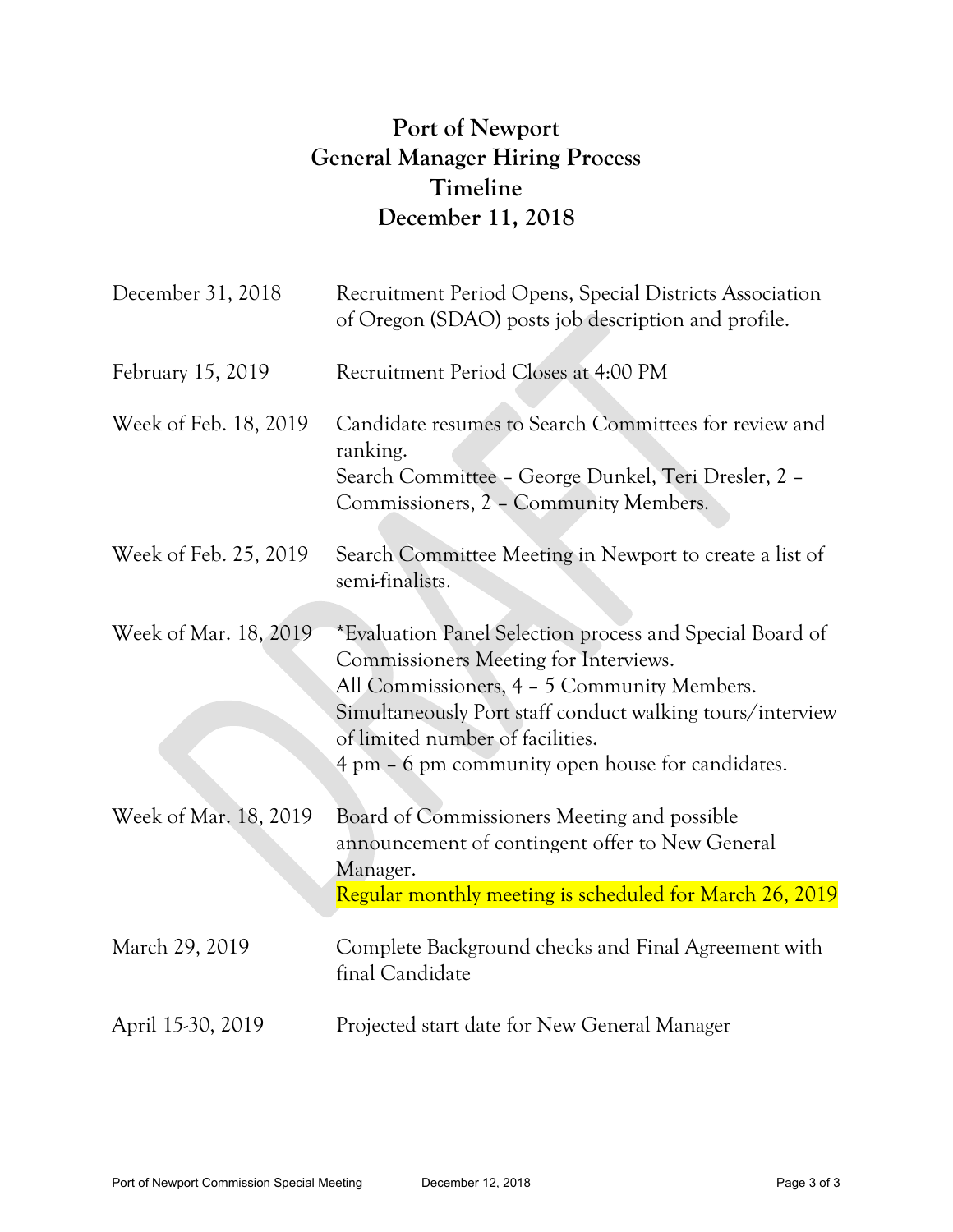# Port of Newport
# General Manager Hiring Process
# Timeline
# December 11, 2018

| | |
|---|---|
| December 31, 2018 | Recruitment Period Opens, Special Districts Association of Oregon (SDAO) posts job description and profile. |
| February 15, 2019 | Recruitment Period Closes at 4:00 PM |
| Week of Feb. 18, 2019 | Candidate resumes to Search Committees for review and ranking.<br>Search Committee – George Dunkel, Teri Dresler, 2 – Commissioners, 2 – Community Members. |
| Week of Feb. 25, 2019 | Search Committee Meeting in Newport to create a list of semi-finalists. |
| Week of Mar. 18, 2019 | *Evaluation Panel Selection process and Special Board of Commissioners Meeting for Interviews.<br>All Commissioners, 4 – 5 Community Members.<br>Simultaneously Port staff conduct walking tours/interview of limited number of facilities.<br>4 pm – 6 pm community open house for candidates. |
| Week of Mar. 18, 2019 | Board of Commissioners Meeting and possible announcement of contingent offer to New General Manager.<br>Regular monthly meeting is scheduled for March 26, 2019 |
| March 29, 2019 | Complete Background checks and Final Agreement with final Candidate |
| April 15-30, 2019 | Projected start date for New General Manager |